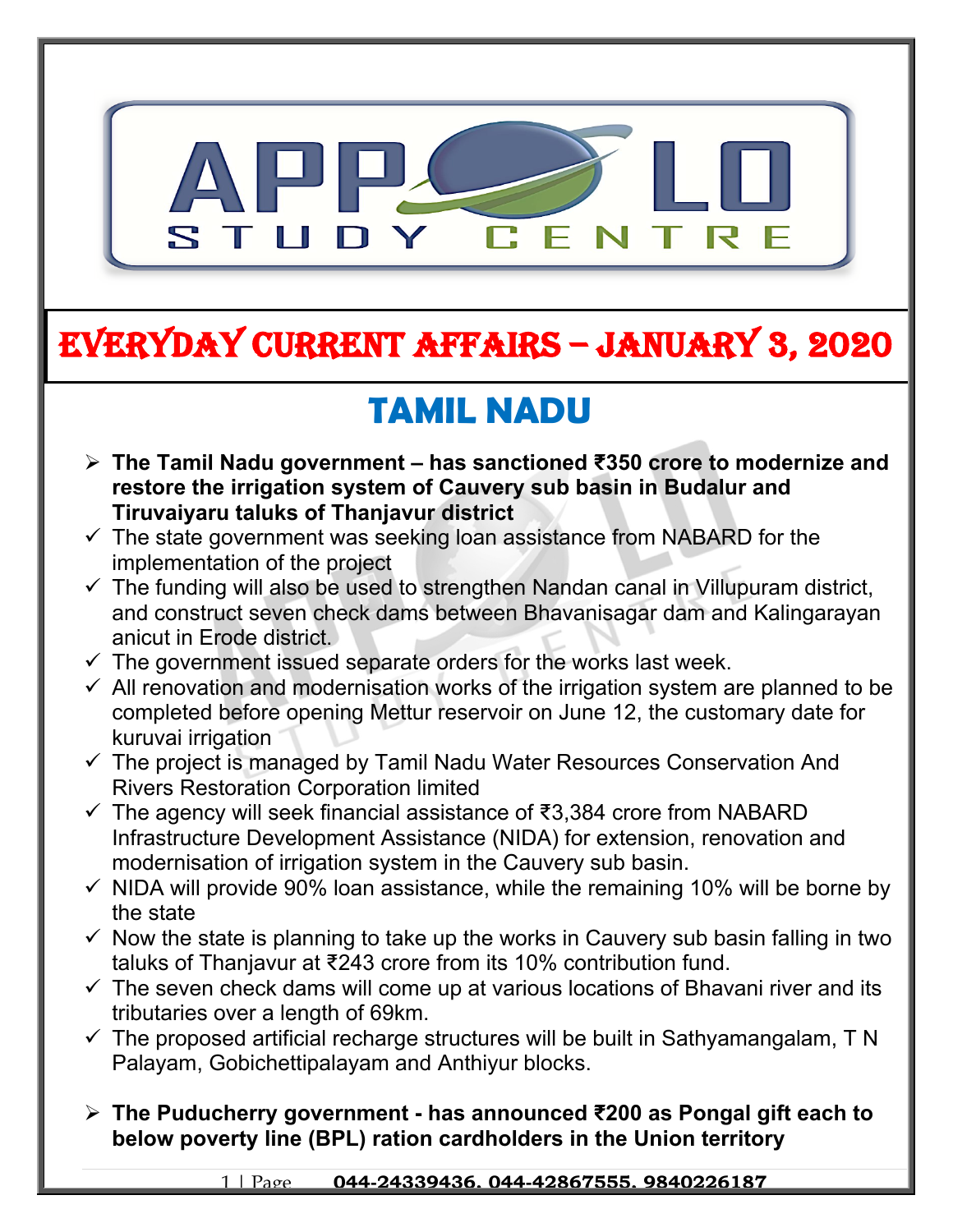# EVERYDAY CURRENT AFFAIRS – JANUARY 3, 2020

## TAMIL NADU

- **The Tamil Nadu government – has sanctioned ₹350 crore to modernize and restore the irrigation system of Cauvery sub basin in Budalur and Tiruvaiyaru taluks of Thanjavur district**
  - ✓ The state government was seeking loan assistance from NABARD for the implementation of the project
  - ✓ The funding will also be used to strengthen Nandan canal in Villupuram district, and construct seven check dams between Bhavanisagar dam and Kalingarayan anicut in Erode district.
  - ✓ The government issued separate orders for the works last week.
  - ✓ All renovation and modernisation works of the irrigation system are planned to be completed before opening Mettur reservoir on June 12, the customary date for kuruvai irrigation
  - ✓ The project is managed by Tamil Nadu Water Resources Conservation And Rivers Restoration Corporation limited
  - ✓ The agency will seek financial assistance of ₹3,384 crore from NABARD Infrastructure Development Assistance (NIDA) for extension, renovation and modernisation of irrigation system in the Cauvery sub basin.
  - ✓ NIDA will provide 90% loan assistance, while the remaining 10% will be borne by the state
  - ✓ Now the state is planning to take up the works in Cauvery sub basin falling in two taluks of Thanjavur at ₹243 crore from its 10% contribution fund.
  - ✓ The seven check dams will come up at various locations of Bhavani river and its tributaries over a length of 69km.
  - ✓ The proposed artificial recharge structures will be built in Sathyamangalam, T N Palayam, Gobichettipalayam and Anthiyur blocks.

- **The Puducherry government - has announced ₹200 as Pongal gift each to below poverty line (BPL) ration cardholders in the Union territory**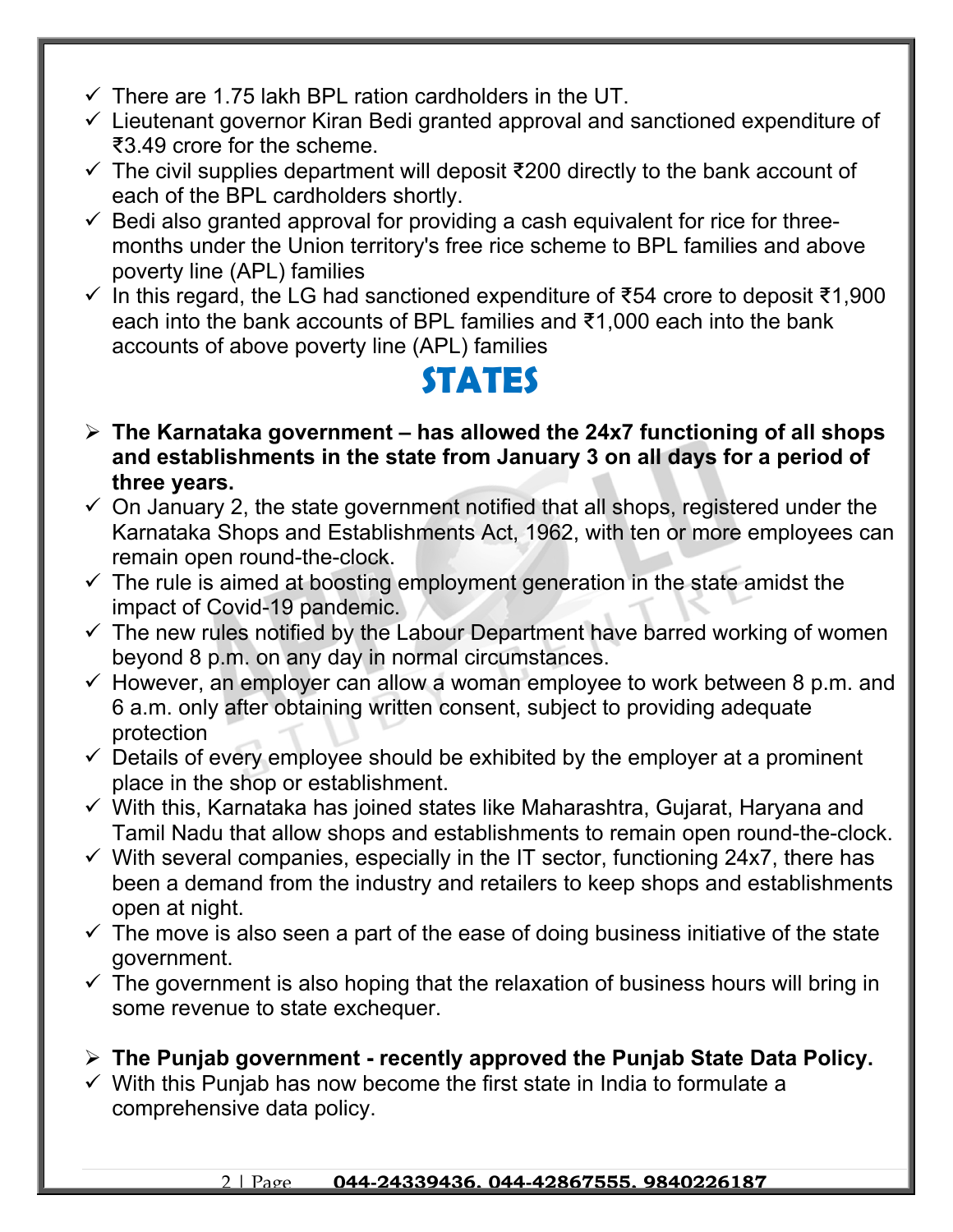- There are 1.75 lakh BPL ration cardholders in the UT.
- Lieutenant governor Kiran Bedi granted approval and sanctioned expenditure of ₹3.49 crore for the scheme.
- The civil supplies department will deposit ₹200 directly to the bank account of each of the BPL cardholders shortly.
- Bedi also granted approval for providing a cash equivalent for rice for three-months under the Union territory's free rice scheme to BPL families and above poverty line (APL) families
- In this regard, the LG had sanctioned expenditure of ₹54 crore to deposit ₹1,900 each into the bank accounts of BPL families and ₹1,000 each into the bank accounts of above poverty line (APL) families

# STATES

- **The Karnataka government – has allowed the 24x7 functioning of all shops and establishments in the state from January 3 on all days for a period of three years.**
- On January 2, the state government notified that all shops, registered under the Karnataka Shops and Establishments Act, 1962, with ten or more employees can remain open round-the-clock.
- The rule is aimed at boosting employment generation in the state amidst the impact of Covid-19 pandemic.
- The new rules notified by the Labour Department have barred working of women beyond 8 p.m. on any day in normal circumstances.
- However, an employer can allow a woman employee to work between 8 p.m. and 6 a.m. only after obtaining written consent, subject to providing adequate protection
- Details of every employee should be exhibited by the employer at a prominent place in the shop or establishment.
- With this, Karnataka has joined states like Maharashtra, Gujarat, Haryana and Tamil Nadu that allow shops and establishments to remain open round-the-clock.
- With several companies, especially in the IT sector, functioning 24x7, there has been a demand from the industry and retailers to keep shops and establishments open at night.
- The move is also seen a part of the ease of doing business initiative of the state government.
- The government is also hoping that the relaxation of business hours will bring in some revenue to state exchequer.

- **The Punjab government - recently approved the Punjab State Data Policy.**
- With this Punjab has now become the first state in India to formulate a comprehensive data policy.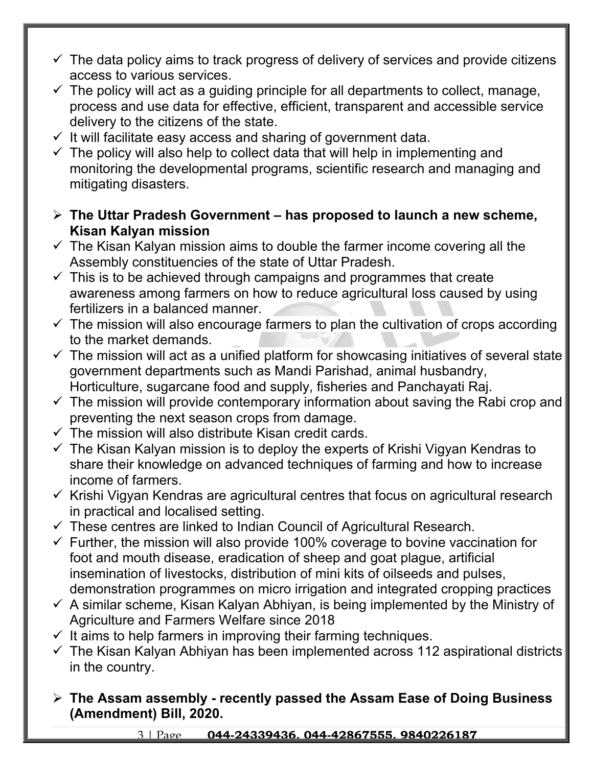- ✓ The data policy aims to track progress of delivery of services and provide citizens access to various services.
- ✓ The policy will act as a guiding principle for all departments to collect, manage, process and use data for effective, efficient, transparent and accessible service delivery to the citizens of the state.
- ✓ It will facilitate easy access and sharing of government data.
- ✓ The policy will also help to collect data that will help in implementing and monitoring the developmental programs, scientific research and managing and mitigating disasters.

- **The Uttar Pradesh Government – has proposed to launch a new scheme, Kisan Kalyan mission**
- ✓ The Kisan Kalyan mission aims to double the farmer income covering all the Assembly constituencies of the state of Uttar Pradesh.
- ✓ This is to be achieved through campaigns and programmes that create awareness among farmers on how to reduce agricultural loss caused by using fertilizers in a balanced manner.
- ✓ The mission will also encourage farmers to plan the cultivation of crops according to the market demands.
- ✓ The mission will act as a unified platform for showcasing initiatives of several state government departments such as Mandi Parishad, animal husbandry, Horticulture, sugarcane food and supply, fisheries and Panchayati Raj.
- ✓ The mission will provide contemporary information about saving the Rabi crop and preventing the next season crops from damage.
- ✓ The mission will also distribute Kisan credit cards.
- ✓ The Kisan Kalyan mission is to deploy the experts of Krishi Vigyan Kendras to share their knowledge on advanced techniques of farming and how to increase income of farmers.
- ✓ Krishi Vigyan Kendras are agricultural centres that focus on agricultural research in practical and localised setting.
- ✓ These centres are linked to Indian Council of Agricultural Research.
- ✓ Further, the mission will also provide 100% coverage to bovine vaccination for foot and mouth disease, eradication of sheep and goat plague, artificial insemination of livestocks, distribution of mini kits of oilseeds and pulses, demonstration programmes on micro irrigation and integrated cropping practices
- ✓ A similar scheme, Kisan Kalyan Abhiyan, is being implemented by the Ministry of Agriculture and Farmers Welfare since 2018
- ✓ It aims to help farmers in improving their farming techniques.
- ✓ The Kisan Kalyan Abhiyan has been implemented across 112 aspirational districts in the country.

- **The Assam assembly - recently passed the Assam Ease of Doing Business (Amendment) Bill, 2020.**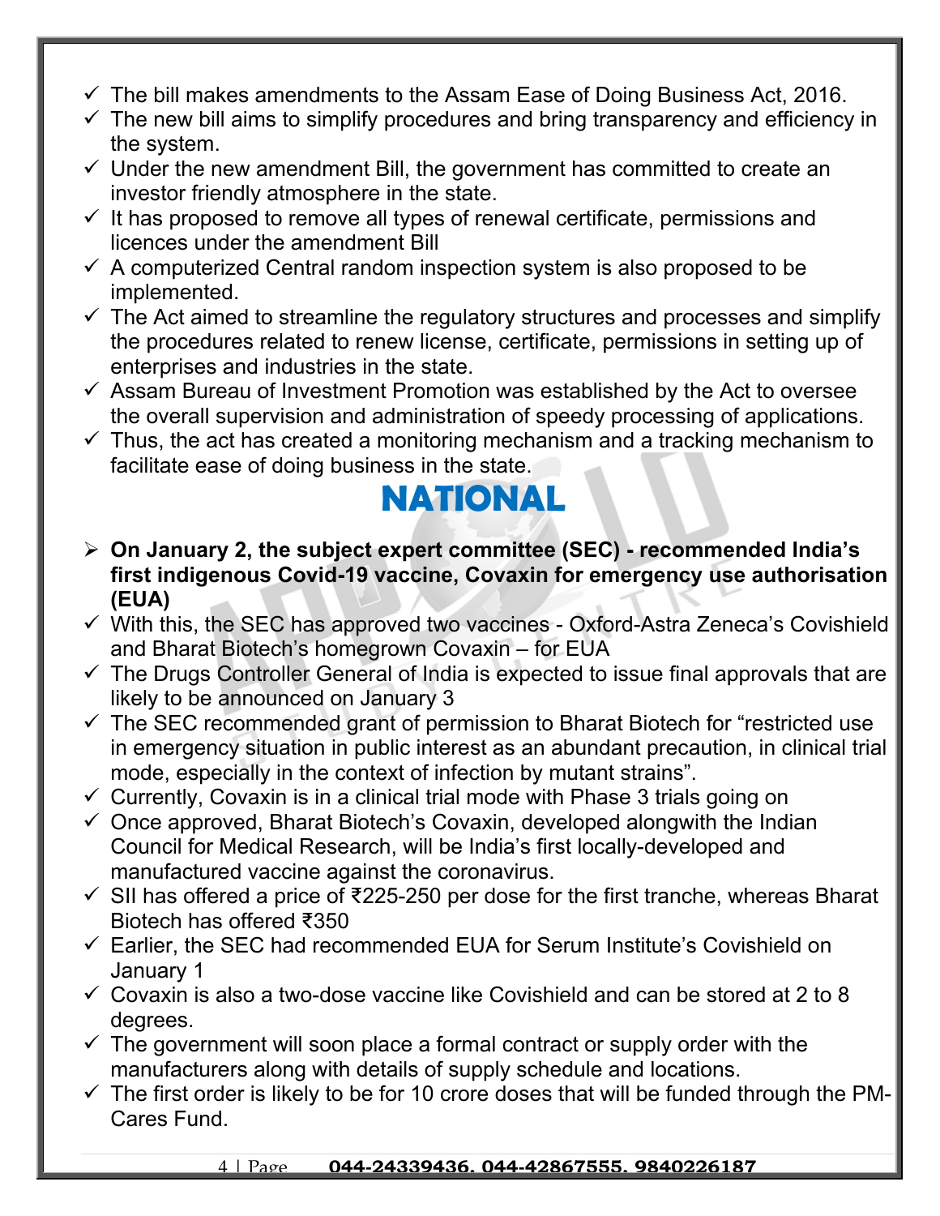- ✓ The bill makes amendments to the Assam Ease of Doing Business Act, 2016.
- ✓ The new bill aims to simplify procedures and bring transparency and efficiency in the system.
- ✓ Under the new amendment Bill, the government has committed to create an investor friendly atmosphere in the state.
- ✓ It has proposed to remove all types of renewal certificate, permissions and licences under the amendment Bill
- ✓ A computerized Central random inspection system is also proposed to be implemented.
- ✓ The Act aimed to streamline the regulatory structures and processes and simplify the procedures related to renew license, certificate, permissions in setting up of enterprises and industries in the state.
- ✓ Assam Bureau of Investment Promotion was established by the Act to oversee the overall supervision and administration of speedy processing of applications.
- ✓ Thus, the act has created a monitoring mechanism and a tracking mechanism to facilitate ease of doing business in the state.

# NATIONAL

- ➢ **On January 2, the subject expert committee (SEC) - recommended India's first indigenous Covid-19 vaccine, Covaxin for emergency use authorisation (EUA)**
- ✓ With this, the SEC has approved two vaccines - Oxford-Astra Zeneca's Covishield and Bharat Biotech's homegrown Covaxin – for EUA
- ✓ The Drugs Controller General of India is expected to issue final approvals that are likely to be announced on January 3
- ✓ The SEC recommended grant of permission to Bharat Biotech for "restricted use in emergency situation in public interest as an abundant precaution, in clinical trial mode, especially in the context of infection by mutant strains".
- ✓ Currently, Covaxin is in a clinical trial mode with Phase 3 trials going on
- ✓ Once approved, Bharat Biotech's Covaxin, developed alongwith the Indian Council for Medical Research, will be India's first locally-developed and manufactured vaccine against the coronavirus.
- ✓ SII has offered a price of ₹225-250 per dose for the first tranche, whereas Bharat Biotech has offered ₹350
- ✓ Earlier, the SEC had recommended EUA for Serum Institute's Covishield on January 1
- ✓ Covaxin is also a two-dose vaccine like Covishield and can be stored at 2 to 8 degrees.
- ✓ The government will soon place a formal contract or supply order with the manufacturers along with details of supply schedule and locations.
- ✓ The first order is likely to be for 10 crore doses that will be funded through the PM-Cares Fund.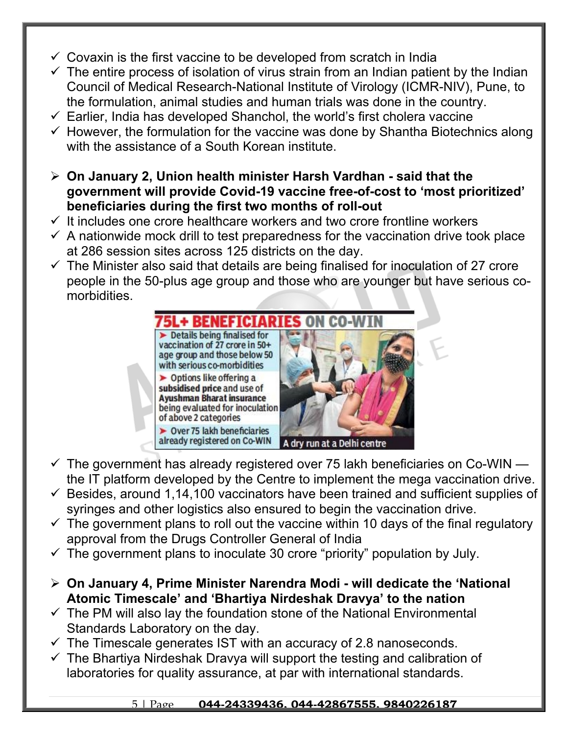- Covaxin is the first vaccine to be developed from scratch in India
- The entire process of isolation of virus strain from an Indian patient by the Indian Council of Medical Research-National Institute of Virology (ICMR-NIV), Pune, to the formulation, animal studies and human trials was done in the country.
- Earlier, India has developed Shanchol, the world's first cholera vaccine
- However, the formulation for the vaccine was done by Shantha Biotechnics along with the assistance of a South Korean institute.

**On January 2, Union health minister Harsh Vardhan - said that the government will provide Covid-19 vaccine free-of-cost to 'most prioritized' beneficiaries during the first two months of roll-out**

- It includes one crore healthcare workers and two crore frontline workers
- A nationwide mock drill to test preparedness for the vaccination drive took place at 286 session sites across 125 districts on the day.
- The Minister also said that details are being finalised for inoculation of 27 crore people in the 50-plus age group and those who are younger but have serious co-morbidities.

**75L+ BENEFICIARIES ON CO-WIN**

- Details being finalised for vaccination of 27 crore in 50+ age group and those below 50 with serious co-morbidities
- Options like offering a **subsidised price** and use of **Ayushman Bharat insurance** being evaluated for inoculation of above 2 categories
- Over 75 lakh beneficiaries already registered on Co-WIN

A dry run at a Delhi centre

- The government has already registered over 75 lakh beneficiaries on Co-WIN — the IT platform developed by the Centre to implement the mega vaccination drive.
- Besides, around 1,14,100 vaccinators have been trained and sufficient supplies of syringes and other logistics also ensured to begin the vaccination drive.
- The government plans to roll out the vaccine within 10 days of the final regulatory approval from the Drugs Controller General of India
- The government plans to inoculate 30 crore "priority" population by July.

**On January 4, Prime Minister Narendra Modi - will dedicate the 'National Atomic Timescale' and 'Bhartiya Nirdeshak Dravya' to the nation**

- The PM will also lay the foundation stone of the National Environmental Standards Laboratory on the day.
- The Timescale generates IST with an accuracy of 2.8 nanoseconds.
- The Bhartiya Nirdeshak Dravya will support the testing and calibration of laboratories for quality assurance, at par with international standards.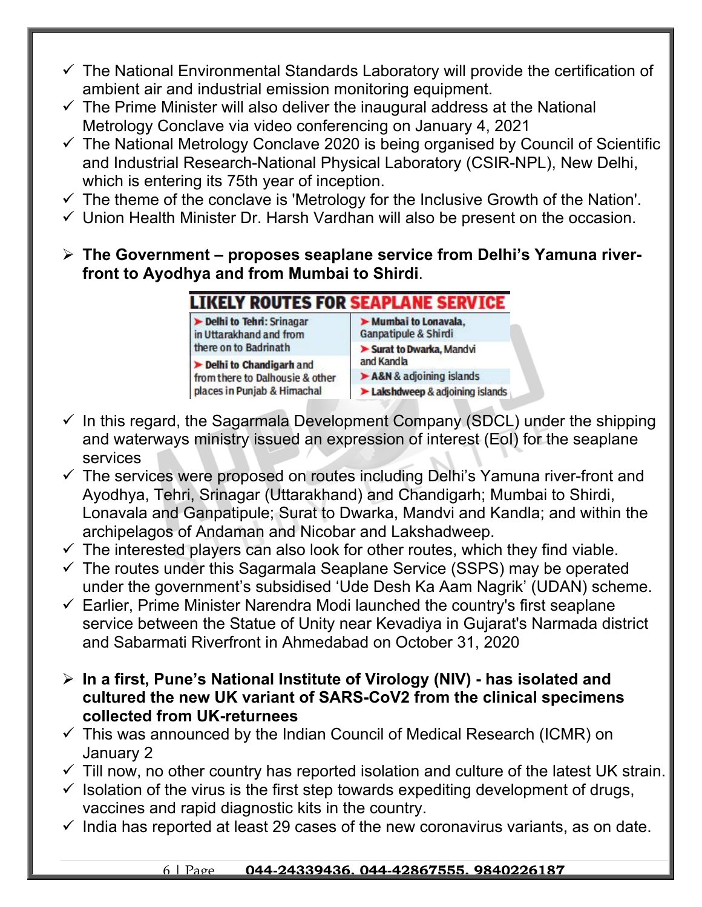- ✓ The National Environmental Standards Laboratory will provide the certification of ambient air and industrial emission monitoring equipment.
- ✓ The Prime Minister will also deliver the inaugural address at the National Metrology Conclave via video conferencing on January 4, 2021
- ✓ The National Metrology Conclave 2020 is being organised by Council of Scientific and Industrial Research-National Physical Laboratory (CSIR-NPL), New Delhi, which is entering its 75th year of inception.
- ✓ The theme of the conclave is 'Metrology for the Inclusive Growth of the Nation'.
- ✓ Union Health Minister Dr. Harsh Vardhan will also be present on the occasion.

➢ **The Government – proposes seaplane service from Delhi's Yamuna river-front to Ayodhya and from Mumbai to Shirdi**.

**LIKELY ROUTES FOR SEAPLANE SERVICE**

| | |
|---|---|
| ➤ **Delhi to Tehri:** Srinagar in Uttarakhand and from there on to Badrinath | ➤ **Mumbai to Lonavala,** Ganpatipule & Shirdi |
| | ➤ **Surat to Dwarka,** Mandvi and Kandla |
| ➤ **Delhi to Chandigarh** and from there to Dalhousie & other places in Punjab & Himachal | ➤ **A&N** & adjoining islands |
| | ➤ **Lakshdweep** & adjoining islands |

- ✓ In this regard, the Sagarmala Development Company (SDCL) under the shipping and waterways ministry issued an expression of interest (EoI) for the seaplane services
- ✓ The services were proposed on routes including Delhi's Yamuna river-front and Ayodhya, Tehri, Srinagar (Uttarakhand) and Chandigarh; Mumbai to Shirdi, Lonavala and Ganpatipule; Surat to Dwarka, Mandvi and Kandla; and within the archipelagos of Andaman and Nicobar and Lakshadweep.
- ✓ The interested players can also look for other routes, which they find viable.
- ✓ The routes under this Sagarmala Seaplane Service (SSPS) may be operated under the government's subsidised 'Ude Desh Ka Aam Nagrik' (UDAN) scheme.
- ✓ Earlier, Prime Minister Narendra Modi launched the country's first seaplane service between the Statue of Unity near Kevadiya in Gujarat's Narmada district and Sabarmati Riverfront in Ahmedabad on October 31, 2020

➢ **In a first, Pune's National Institute of Virology (NIV) - has isolated and cultured the new UK variant of SARS-CoV2 from the clinical specimens collected from UK-returnees**

- ✓ This was announced by the Indian Council of Medical Research (ICMR) on January 2
- ✓ Till now, no other country has reported isolation and culture of the latest UK strain.
- ✓ Isolation of the virus is the first step towards expediting development of drugs, vaccines and rapid diagnostic kits in the country.
- ✓ India has reported at least 29 cases of the new coronavirus variants, as on date.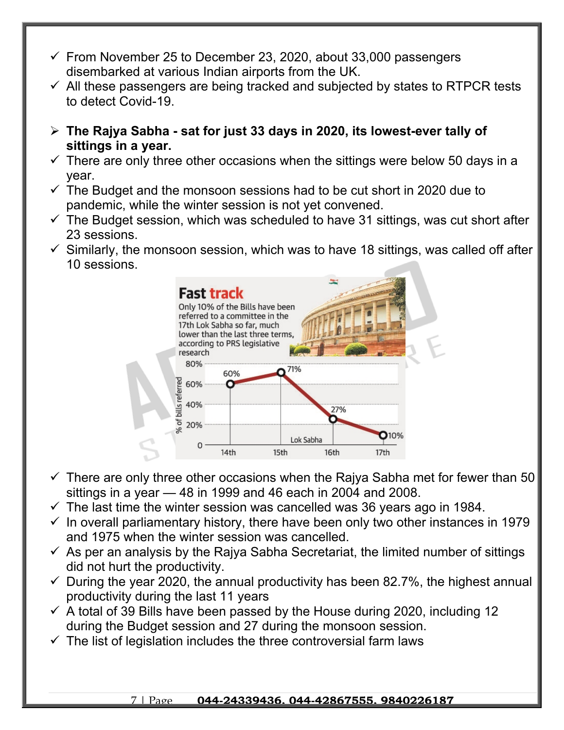- ✓ From November 25 to December 23, 2020, about 33,000 passengers disembarked at various Indian airports from the UK.
- ✓ All these passengers are being tracked and subjected by states to RTPCR tests to detect Covid-19.

- ➢ **The Rajya Sabha - sat for just 33 days in 2020, its lowest-ever tally of sittings in a year.**
- ✓ There are only three other occasions when the sittings were below 50 days in a year.
- ✓ The Budget and the monsoon sessions had to be cut short in 2020 due to pandemic, while the winter session is not yet convened.
- ✓ The Budget session, which was scheduled to have 31 sittings, was cut short after 23 sessions.
- ✓ Similarly, the monsoon session, which was to have 18 sittings, was called off after 10 sessions.

**Fast track**

Only 10% of the Bills have been referred to a committee in the 17th Lok Sabha so far, much lower than the last three terms, according to PRS legislative research

| Lok Sabha | % of bills referred |
|---|---|
| 14th | 60% |
| 15th | 71% |
| 16th | 27% |
| 17th | 10% |

- ✓ There are only three other occasions when the Rajya Sabha met for fewer than 50 sittings in a year — 48 in 1999 and 46 each in 2004 and 2008.
- ✓ The last time the winter session was cancelled was 36 years ago in 1984.
- ✓ In overall parliamentary history, there have been only two other instances in 1979 and 1975 when the winter session was cancelled.
- ✓ As per an analysis by the Rajya Sabha Secretariat, the limited number of sittings did not hurt the productivity.
- ✓ During the year 2020, the annual productivity has been 82.7%, the highest annual productivity during the last 11 years
- ✓ A total of 39 Bills have been passed by the House during 2020, including 12 during the Budget session and 27 during the monsoon session.
- ✓ The list of legislation includes the three controversial farm laws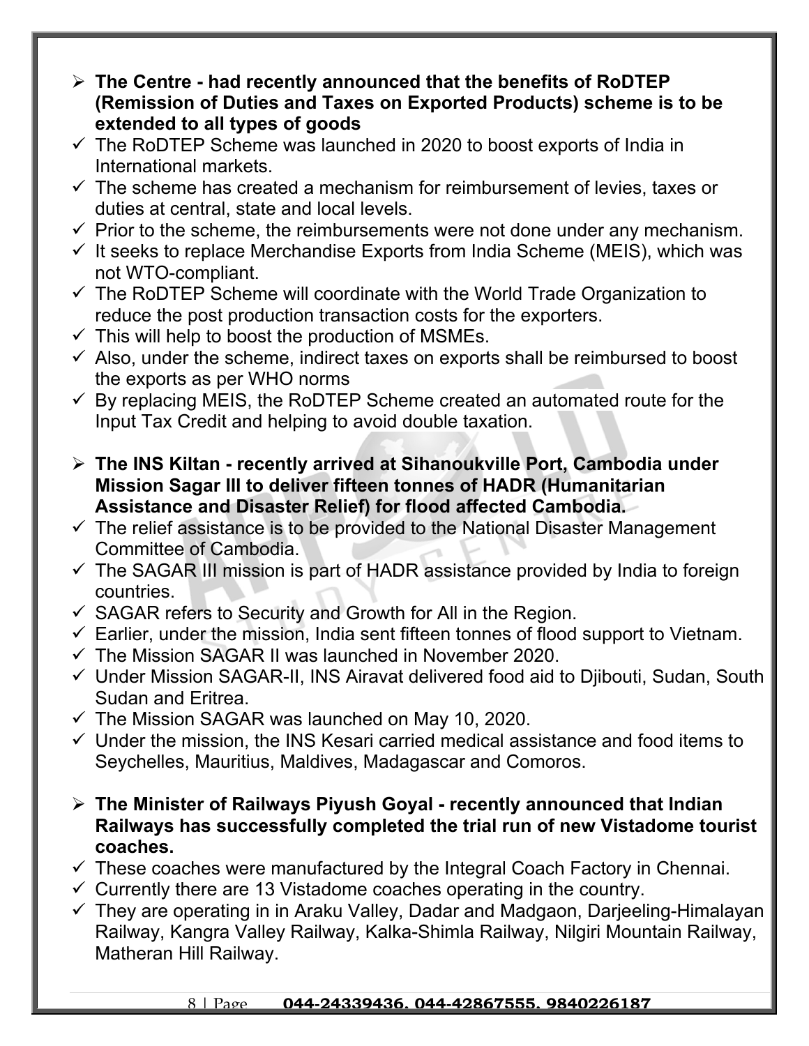- **The Centre - had recently announced that the benefits of RoDTEP (Remission of Duties and Taxes on Exported Products) scheme is to be extended to all types of goods**
  - ✓ The RoDTEP Scheme was launched in 2020 to boost exports of India in International markets.
  - ✓ The scheme has created a mechanism for reimbursement of levies, taxes or duties at central, state and local levels.
  - ✓ Prior to the scheme, the reimbursements were not done under any mechanism.
  - ✓ It seeks to replace Merchandise Exports from India Scheme (MEIS), which was not WTO-compliant.
  - ✓ The RoDTEP Scheme will coordinate with the World Trade Organization to reduce the post production transaction costs for the exporters.
  - ✓ This will help to boost the production of MSMEs.
  - ✓ Also, under the scheme, indirect taxes on exports shall be reimbursed to boost the exports as per WHO norms
  - ✓ By replacing MEIS, the RoDTEP Scheme created an automated route for the Input Tax Credit and helping to avoid double taxation.

- **The INS Kiltan - recently arrived at Sihanoukville Port, Cambodia under Mission Sagar III to deliver fifteen tonnes of HADR (Humanitarian Assistance and Disaster Relief) for flood affected Cambodia.**
  - ✓ The relief assistance is to be provided to the National Disaster Management Committee of Cambodia.
  - ✓ The SAGAR III mission is part of HADR assistance provided by India to foreign countries.
  - ✓ SAGAR refers to Security and Growth for All in the Region.
  - ✓ Earlier, under the mission, India sent fifteen tonnes of flood support to Vietnam.
  - ✓ The Mission SAGAR II was launched in November 2020.
  - ✓ Under Mission SAGAR-II, INS Airavat delivered food aid to Djibouti, Sudan, South Sudan and Eritrea.
  - ✓ The Mission SAGAR was launched on May 10, 2020.
  - ✓ Under the mission, the INS Kesari carried medical assistance and food items to Seychelles, Mauritius, Maldives, Madagascar and Comoros.

- **The Minister of Railways Piyush Goyal - recently announced that Indian Railways has successfully completed the trial run of new Vistadome tourist coaches.**
  - ✓ These coaches were manufactured by the Integral Coach Factory in Chennai.
  - ✓ Currently there are 13 Vistadome coaches operating in the country.
  - ✓ They are operating in in Araku Valley, Dadar and Madgaon, Darjeeling-Himalayan Railway, Kangra Valley Railway, Kalka-Shimla Railway, Nilgiri Mountain Railway, Matheran Hill Railway.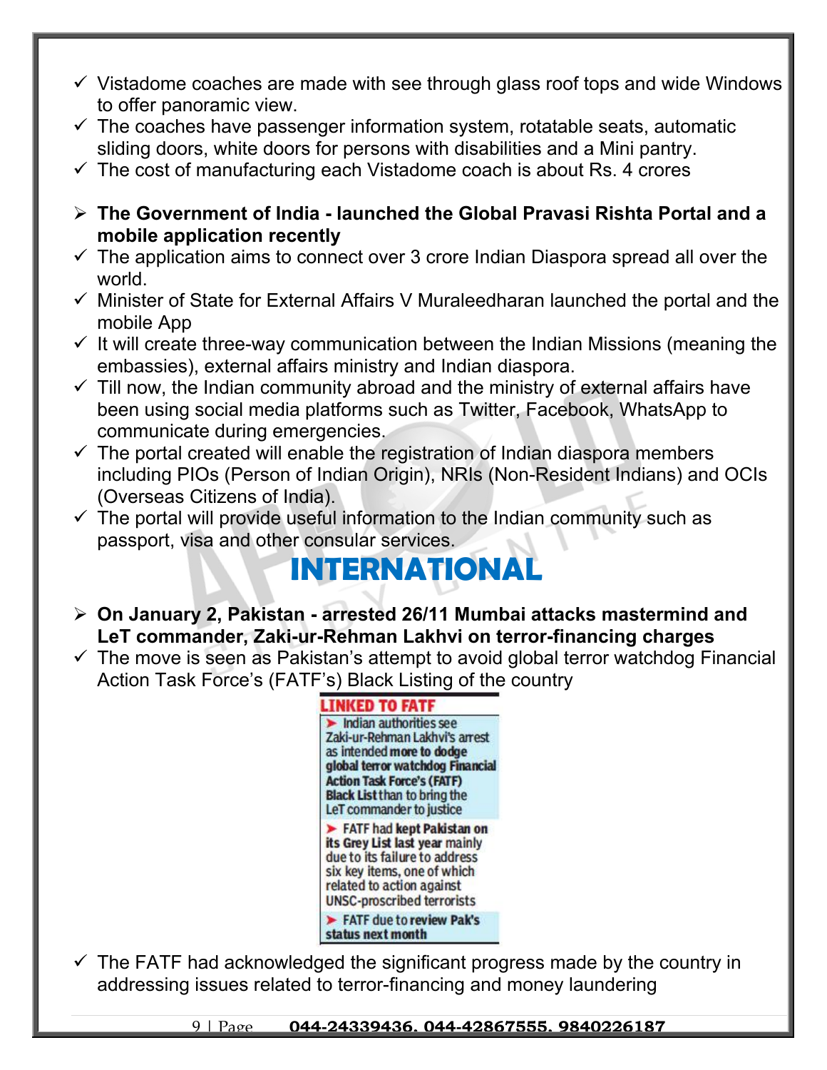- ✓ Vistadome coaches are made with see through glass roof tops and wide Windows to offer panoramic view.
- ✓ The coaches have passenger information system, rotatable seats, automatic sliding doors, white doors for persons with disabilities and a Mini pantry.
- ✓ The cost of manufacturing each Vistadome coach is about Rs. 4 crores

- ➢ **The Government of India - launched the Global Pravasi Rishta Portal and a mobile application recently**
- ✓ The application aims to connect over 3 crore Indian Diaspora spread all over the world.
- ✓ Minister of State for External Affairs V Muraleedharan launched the portal and the mobile App
- ✓ It will create three-way communication between the Indian Missions (meaning the embassies), external affairs ministry and Indian diaspora.
- ✓ Till now, the Indian community abroad and the ministry of external affairs have been using social media platforms such as Twitter, Facebook, WhatsApp to communicate during emergencies.
- ✓ The portal created will enable the registration of Indian diaspora members including PIOs (Person of Indian Origin), NRIs (Non-Resident Indians) and OCIs (Overseas Citizens of India).
- ✓ The portal will provide useful information to the Indian community such as passport, visa and other consular services.

# INTERNATIONAL

- ➢ **On January 2, Pakistan - arrested 26/11 Mumbai attacks mastermind and LeT commander, Zaki-ur-Rehman Lakhvi on terror-financing charges**
- ✓ The move is seen as Pakistan's attempt to avoid global terror watchdog Financial Action Task Force's (FATF's) Black Listing of the country

**LINKED TO FATF**

- ➤ Indian authorities see Zaki-ur-Rehman Lakhvi's arrest as intended **more to dodge global terror watchdog Financial Action Task Force's (FATF) Black List** than to bring the LeT commander to justice
- ➤ FATF had **kept Pakistan on its Grey List last year** mainly due to its failure to address six key items, one of which related to action against UNSC-proscribed terrorists
- ➤ **FATF due to review Pak's status next month**

- ✓ The FATF had acknowledged the significant progress made by the country in addressing issues related to terror-financing and money laundering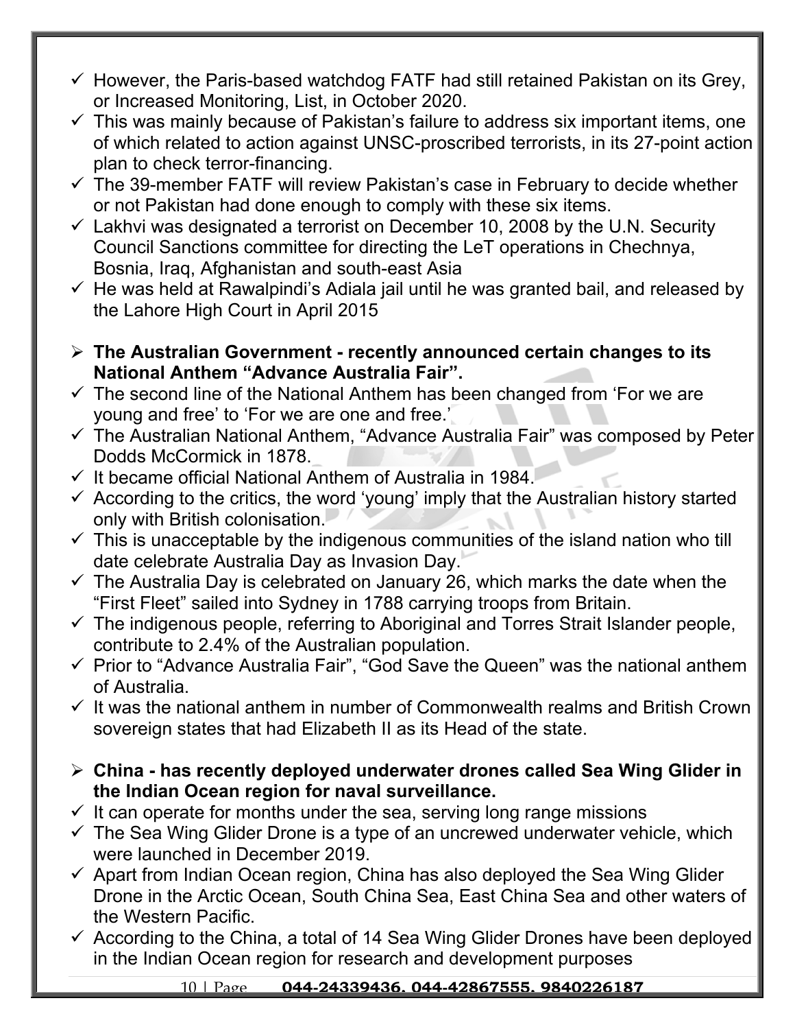- However, the Paris-based watchdog FATF had still retained Pakistan on its Grey, or Increased Monitoring, List, in October 2020.
- This was mainly because of Pakistan's failure to address six important items, one of which related to action against UNSC-proscribed terrorists, in its 27-point action plan to check terror-financing.
- The 39-member FATF will review Pakistan's case in February to decide whether or not Pakistan had done enough to comply with these six items.
- Lakhvi was designated a terrorist on December 10, 2008 by the U.N. Security Council Sanctions committee for directing the LeT operations in Chechnya, Bosnia, Iraq, Afghanistan and south-east Asia
- He was held at Rawalpindi's Adiala jail until he was granted bail, and released by the Lahore High Court in April 2015

- **The Australian Government - recently announced certain changes to its National Anthem "Advance Australia Fair".**
- The second line of the National Anthem has been changed from 'For we are young and free' to 'For we are one and free.'
- The Australian National Anthem, "Advance Australia Fair" was composed by Peter Dodds McCormick in 1878.
- It became official National Anthem of Australia in 1984.
- According to the critics, the word 'young' imply that the Australian history started only with British colonisation.
- This is unacceptable by the indigenous communities of the island nation who till date celebrate Australia Day as Invasion Day.
- The Australia Day is celebrated on January 26, which marks the date when the "First Fleet" sailed into Sydney in 1788 carrying troops from Britain.
- The indigenous people, referring to Aboriginal and Torres Strait Islander people, contribute to 2.4% of the Australian population.
- Prior to "Advance Australia Fair", "God Save the Queen" was the national anthem of Australia.
- It was the national anthem in number of Commonwealth realms and British Crown sovereign states that had Elizabeth II as its Head of the state.

- **China - has recently deployed underwater drones called Sea Wing Glider in the Indian Ocean region for naval surveillance.**
- It can operate for months under the sea, serving long range missions
- The Sea Wing Glider Drone is a type of an uncrewed underwater vehicle, which were launched in December 2019.
- Apart from Indian Ocean region, China has also deployed the Sea Wing Glider Drone in the Arctic Ocean, South China Sea, East China Sea and other waters of the Western Pacific.
- According to the China, a total of 14 Sea Wing Glider Drones have been deployed in the Indian Ocean region for research and development purposes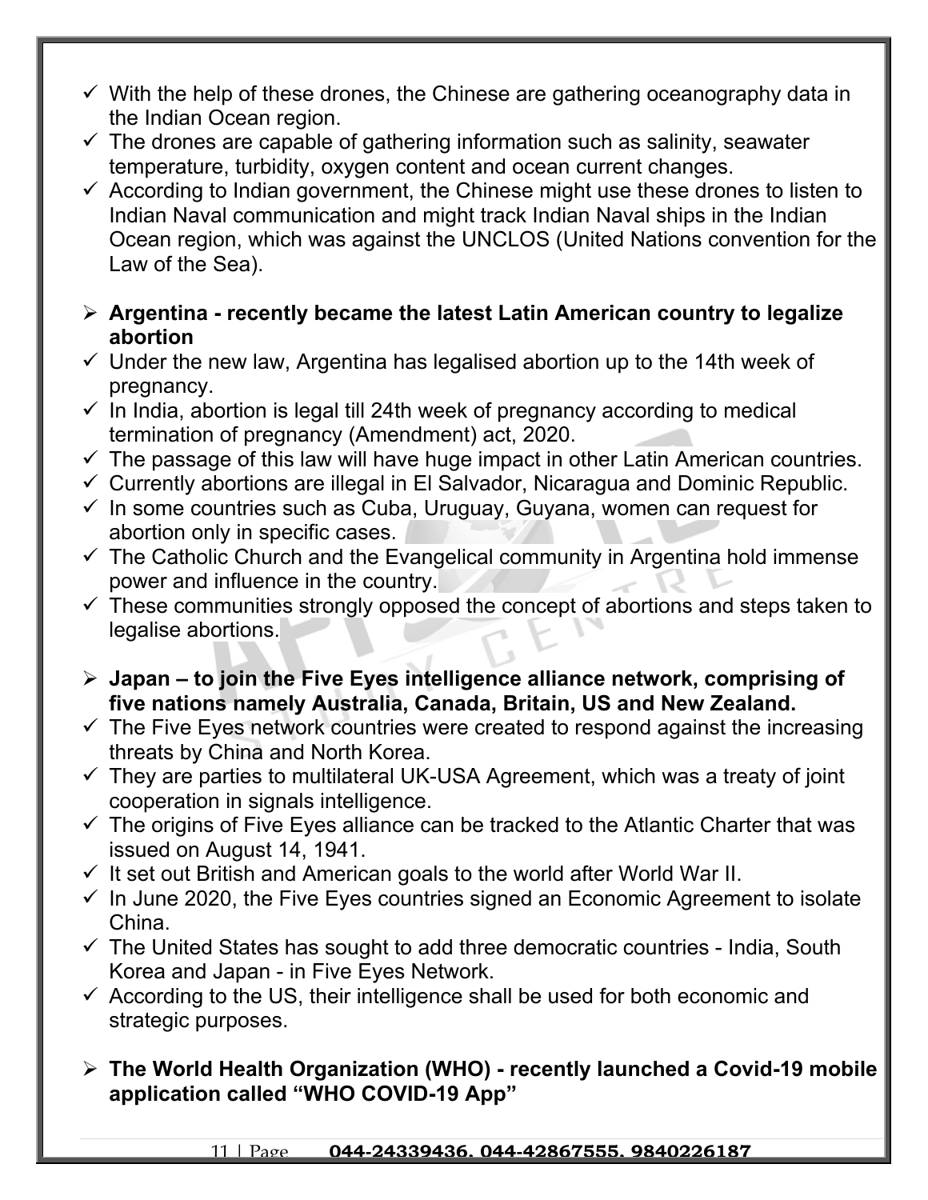- ✓ With the help of these drones, the Chinese are gathering oceanography data in the Indian Ocean region.
- ✓ The drones are capable of gathering information such as salinity, seawater temperature, turbidity, oxygen content and ocean current changes.
- ✓ According to Indian government, the Chinese might use these drones to listen to Indian Naval communication and might track Indian Naval ships in the Indian Ocean region, which was against the UNCLOS (United Nations convention for the Law of the Sea).

- ➢ **Argentina - recently became the latest Latin American country to legalize abortion**
- ✓ Under the new law, Argentina has legalised abortion up to the 14th week of pregnancy.
- ✓ In India, abortion is legal till 24th week of pregnancy according to medical termination of pregnancy (Amendment) act, 2020.
- ✓ The passage of this law will have huge impact in other Latin American countries.
- ✓ Currently abortions are illegal in El Salvador, Nicaragua and Dominic Republic.
- ✓ In some countries such as Cuba, Uruguay, Guyana, women can request for abortion only in specific cases.
- ✓ The Catholic Church and the Evangelical community in Argentina hold immense power and influence in the country.
- ✓ These communities strongly opposed the concept of abortions and steps taken to legalise abortions.

- ➢ **Japan – to join the Five Eyes intelligence alliance network, comprising of five nations namely Australia, Canada, Britain, US and New Zealand.**
- ✓ The Five Eyes network countries were created to respond against the increasing threats by China and North Korea.
- ✓ They are parties to multilateral UK-USA Agreement, which was a treaty of joint cooperation in signals intelligence.
- ✓ The origins of Five Eyes alliance can be tracked to the Atlantic Charter that was issued on August 14, 1941.
- ✓ It set out British and American goals to the world after World War II.
- ✓ In June 2020, the Five Eyes countries signed an Economic Agreement to isolate China.
- ✓ The United States has sought to add three democratic countries - India, South Korea and Japan - in Five Eyes Network.
- ✓ According to the US, their intelligence shall be used for both economic and strategic purposes.

- ➢ **The World Health Organization (WHO) - recently launched a Covid-19 mobile application called "WHO COVID-19 App"**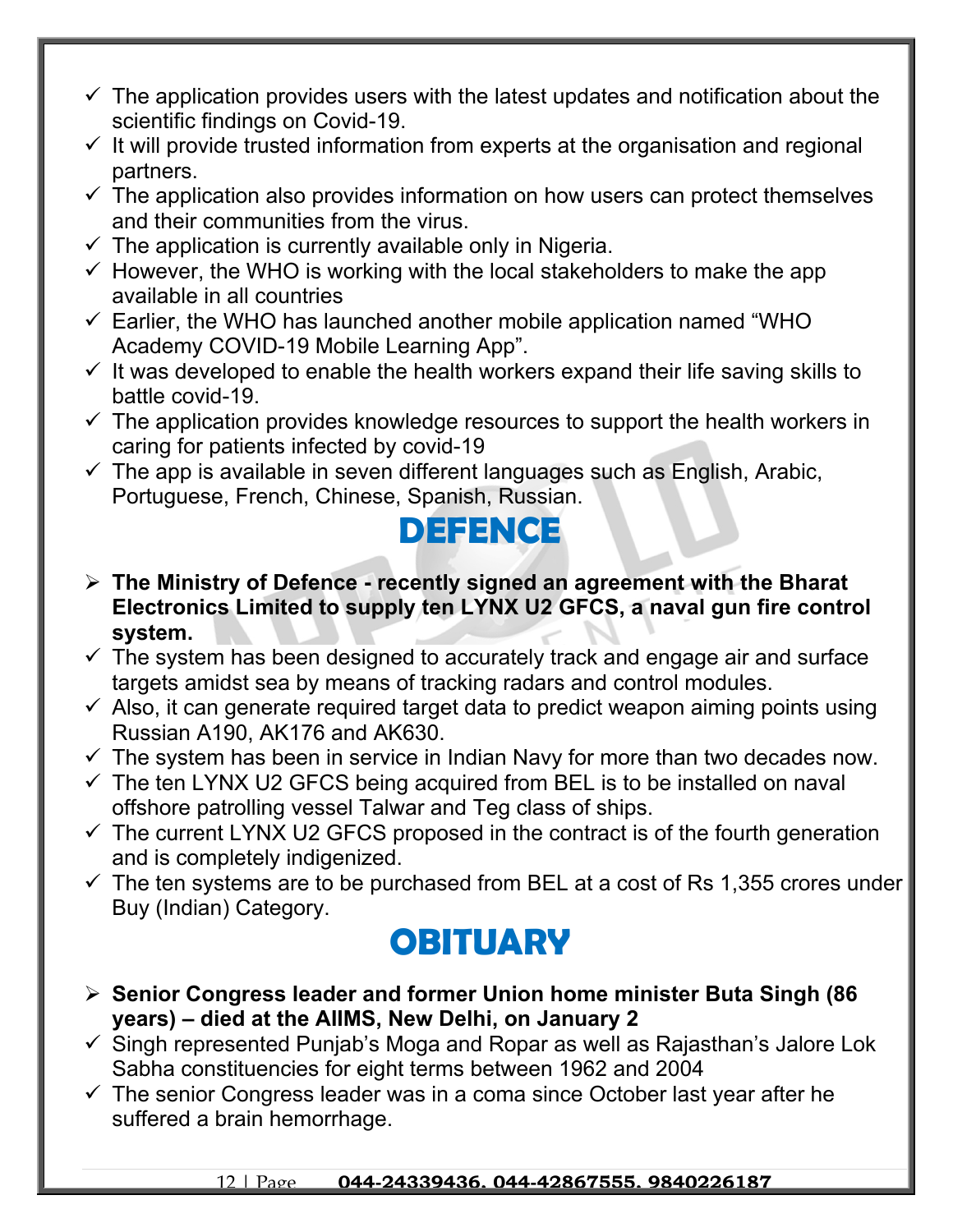- ✓ The application provides users with the latest updates and notification about the scientific findings on Covid-19.
- ✓ It will provide trusted information from experts at the organisation and regional partners.
- ✓ The application also provides information on how users can protect themselves and their communities from the virus.
- ✓ The application is currently available only in Nigeria.
- ✓ However, the WHO is working with the local stakeholders to make the app available in all countries
- ✓ Earlier, the WHO has launched another mobile application named "WHO Academy COVID-19 Mobile Learning App".
- ✓ It was developed to enable the health workers expand their life saving skills to battle covid-19.
- ✓ The application provides knowledge resources to support the health workers in caring for patients infected by covid-19
- ✓ The app is available in seven different languages such as English, Arabic, Portuguese, French, Chinese, Spanish, Russian.

# DEFENCE

- ➢ **The Ministry of Defence - recently signed an agreement with the Bharat Electronics Limited to supply ten LYNX U2 GFCS, a naval gun fire control system.**
- ✓ The system has been designed to accurately track and engage air and surface targets amidst sea by means of tracking radars and control modules.
- ✓ Also, it can generate required target data to predict weapon aiming points using Russian A190, AK176 and AK630.
- ✓ The system has been in service in Indian Navy for more than two decades now.
- ✓ The ten LYNX U2 GFCS being acquired from BEL is to be installed on naval offshore patrolling vessel Talwar and Teg class of ships.
- ✓ The current LYNX U2 GFCS proposed in the contract is of the fourth generation and is completely indigenized.
- ✓ The ten systems are to be purchased from BEL at a cost of Rs 1,355 crores under Buy (Indian) Category.

# OBITUARY

- ➢ **Senior Congress leader and former Union home minister Buta Singh (86 years) – died at the AIIMS, New Delhi, on January 2**
- ✓ Singh represented Punjab's Moga and Ropar as well as Rajasthan's Jalore Lok Sabha constituencies for eight terms between 1962 and 2004
- ✓ The senior Congress leader was in a coma since October last year after he suffered a brain hemorrhage.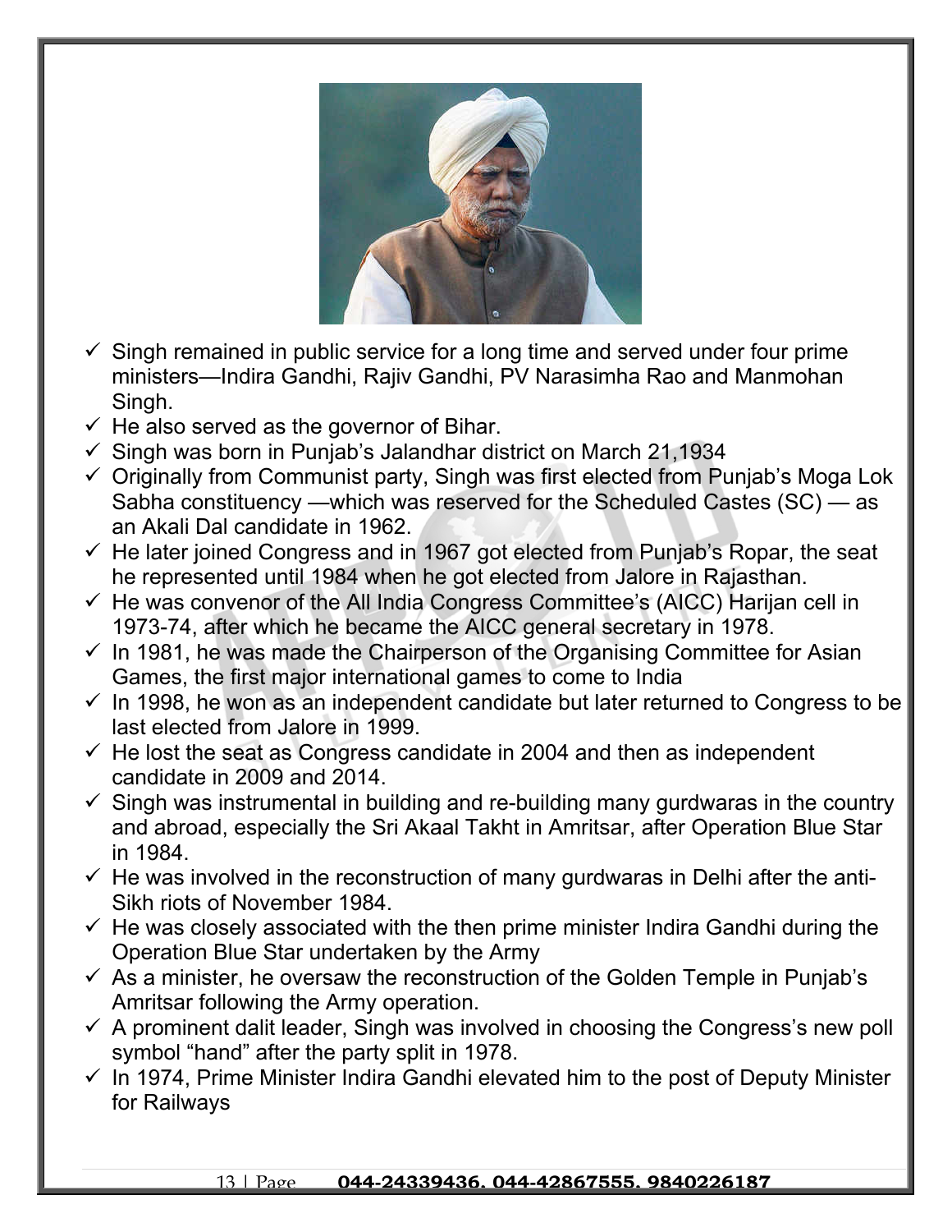- ✓ Singh remained in public service for a long time and served under four prime ministers—Indira Gandhi, Rajiv Gandhi, PV Narasimha Rao and Manmohan Singh.
- ✓ He also served as the governor of Bihar.
- ✓ Singh was born in Punjab's Jalandhar district on March 21,1934
- ✓ Originally from Communist party, Singh was first elected from Punjab's Moga Lok Sabha constituency —which was reserved for the Scheduled Castes (SC) — as an Akali Dal candidate in 1962.
- ✓ He later joined Congress and in 1967 got elected from Punjab's Ropar, the seat he represented until 1984 when he got elected from Jalore in Rajasthan.
- ✓ He was convenor of the All India Congress Committee's (AICC) Harijan cell in 1973-74, after which he became the AICC general secretary in 1978.
- ✓ In 1981, he was made the Chairperson of the Organising Committee for Asian Games, the first major international games to come to India
- ✓ In 1998, he won as an independent candidate but later returned to Congress to be last elected from Jalore in 1999.
- ✓ He lost the seat as Congress candidate in 2004 and then as independent candidate in 2009 and 2014.
- ✓ Singh was instrumental in building and re-building many gurdwaras in the country and abroad, especially the Sri Akaal Takht in Amritsar, after Operation Blue Star in 1984.
- ✓ He was involved in the reconstruction of many gurdwaras in Delhi after the anti-Sikh riots of November 1984.
- ✓ He was closely associated with the then prime minister Indira Gandhi during the Operation Blue Star undertaken by the Army
- ✓ As a minister, he oversaw the reconstruction of the Golden Temple in Punjab's Amritsar following the Army operation.
- ✓ A prominent dalit leader, Singh was involved in choosing the Congress's new poll symbol "hand" after the party split in 1978.
- ✓ In 1974, Prime Minister Indira Gandhi elevated him to the post of Deputy Minister for Railways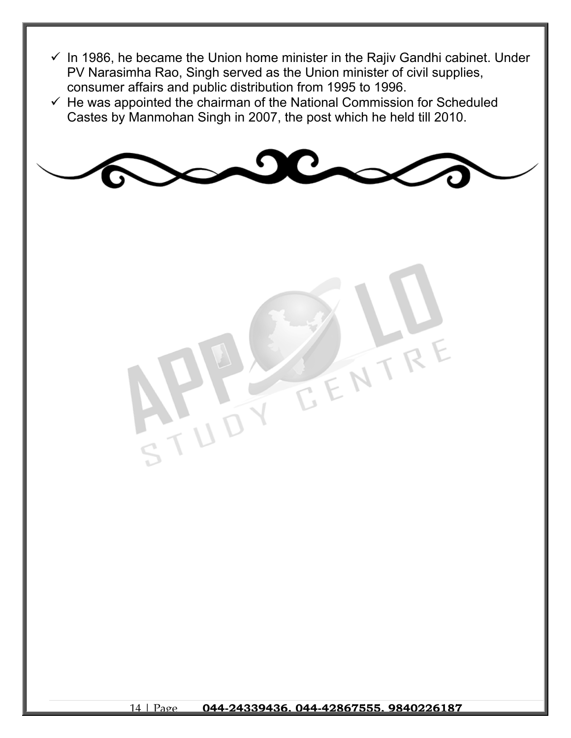- ✓ In 1986, he became the Union home minister in the Rajiv Gandhi cabinet. Under PV Narasimha Rao, Singh served as the Union minister of civil supplies, consumer affairs and public distribution from 1995 to 1996.
- ✓ He was appointed the chairman of the National Commission for Scheduled Castes by Manmohan Singh in 2007, the post which he held till 2010.